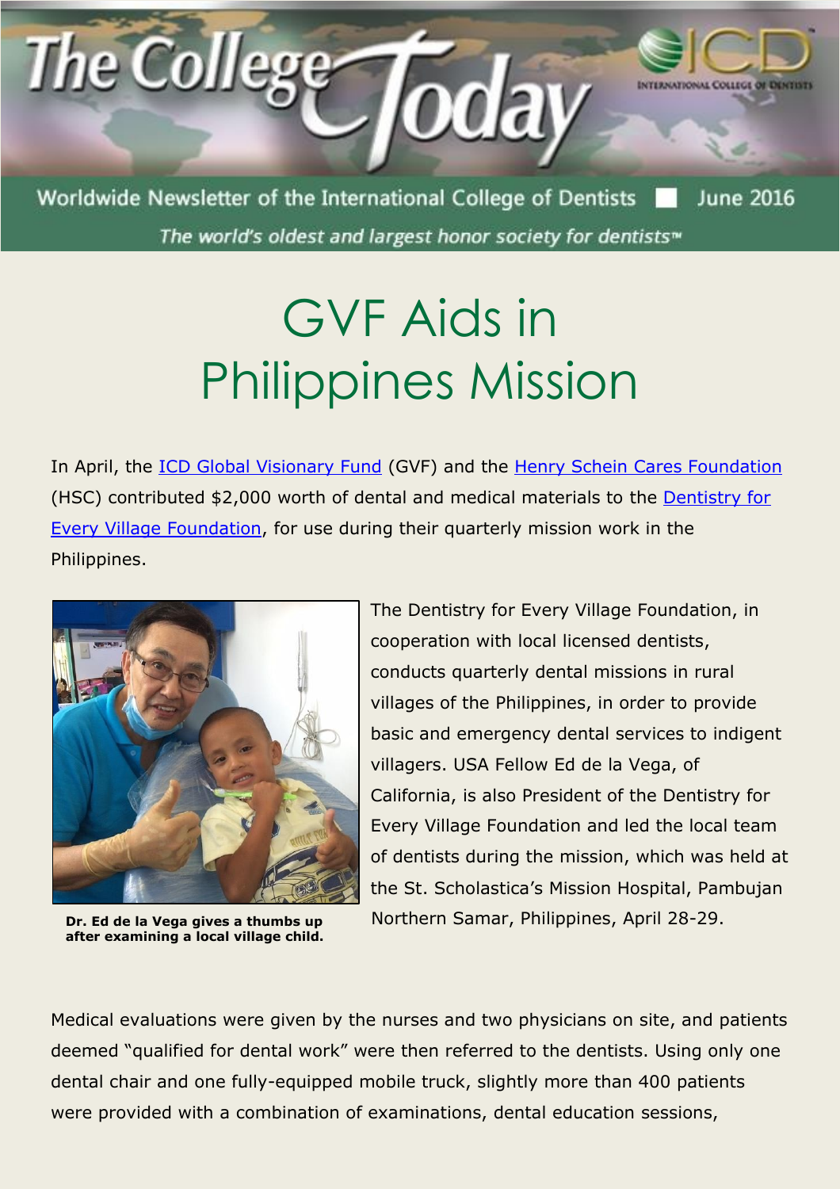# The College Today

Worldwide Newsletter of the International College of Dentists June 2016

*The world's oldest and largest honor society for dentists™*

# GVF Aids in Philippines Mission

In April, the ICD Global Visionary Fund (GVF) and the Henry Schein Cares Foundation (HSC) contributed $2,000 worth of dental and medical materials to the Dentistry for Every Village Foundation, for use during their quarterly mission work in the Philippines.

**Dr. Ed de la Vega gives a thumbs up after examining a local village child.**

The Dentistry for Every Village Foundation, in cooperation with local licensed dentists, conducts quarterly dental missions in rural villages of the Philippines, in order to provide basic and emergency dental services to indigent villagers. USA Fellow Ed de la Vega, of California, is also President of the Dentistry for Every Village Foundation and led the local team of dentists during the mission, which was held at the St. Scholastica's Mission Hospital, Pambujan Northern Samar, Philippines, April 28-29.

Medical evaluations were given by the nurses and two physicians on site, and patients deemed "qualified for dental work" were then referred to the dentists. Using only one dental chair and one fully-equipped mobile truck, slightly more than 400 patients were provided with a combination of examinations, dental education sessions,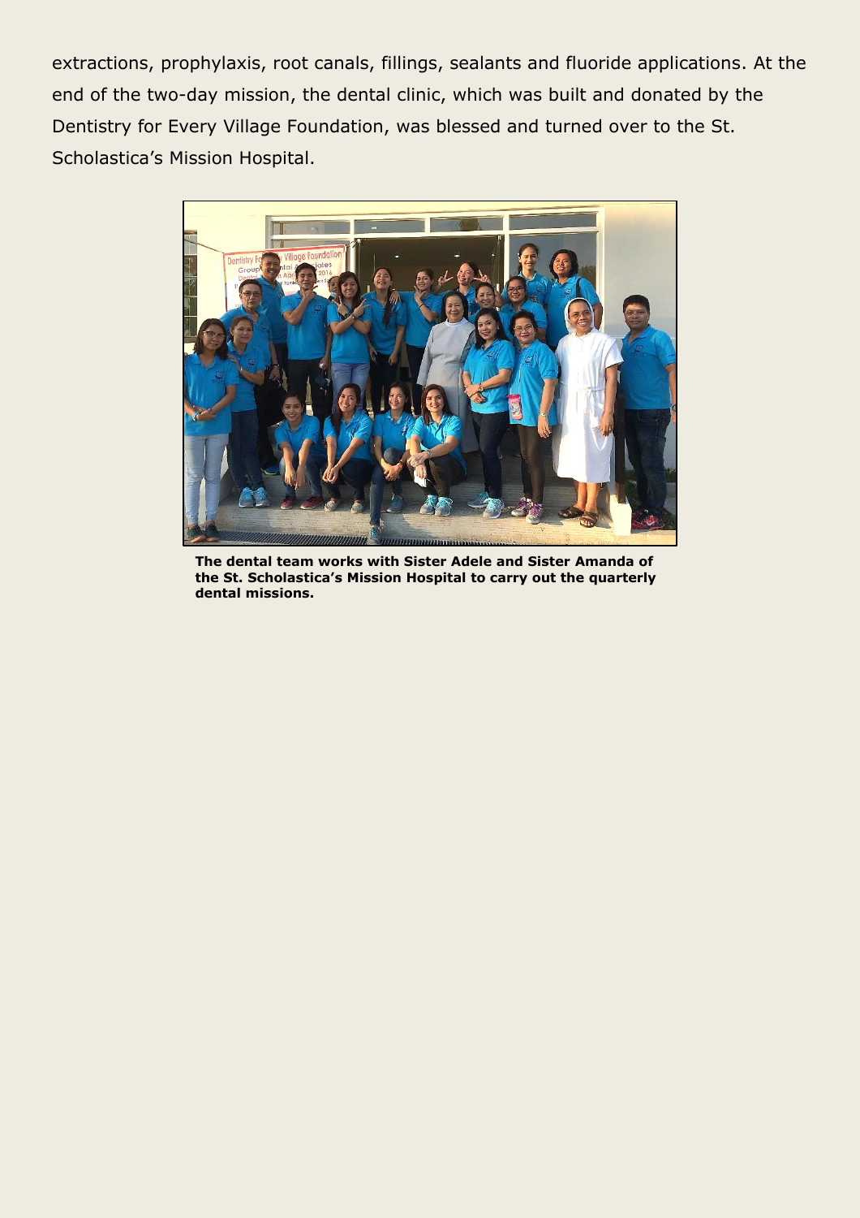extractions, prophylaxis, root canals, fillings, sealants and fluoride applications. At the end of the two-day mission, the dental clinic, which was built and donated by the Dentistry for Every Village Foundation, was blessed and turned over to the St. Scholastica's Mission Hospital.

**The dental team works with Sister Adele and Sister Amanda of the St. Scholastica's Mission Hospital to carry out the quarterly dental missions.**